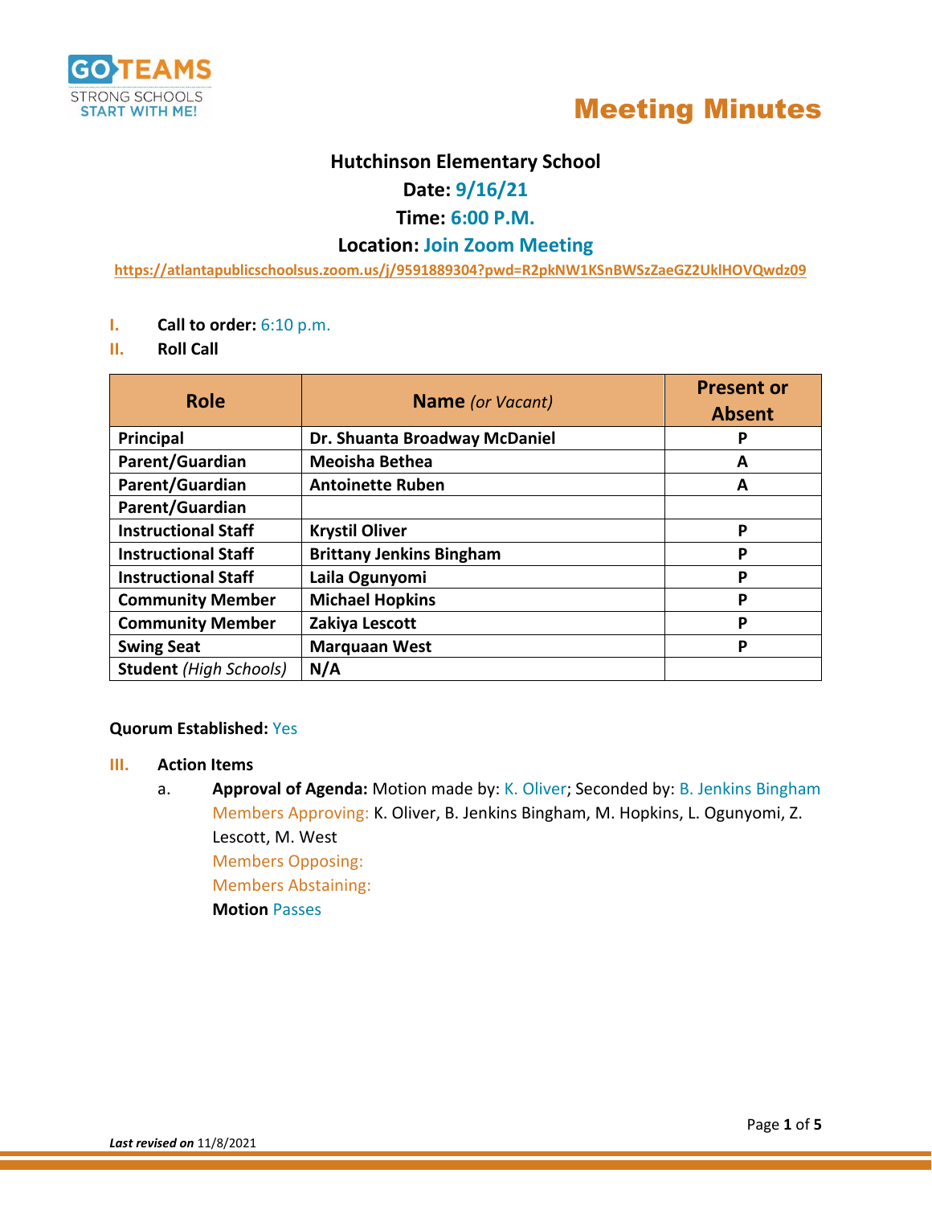# Meeting Minutes

## Hutchinson Elementary School

**Date:** 9/16/21

**Time:** 6:00 P.M.

**Location:** Join Zoom Meeting

https://atlantapublicschoolsus.zoom.us/j/9591889304?pwd=R2pkNW1KSnBWSzZaeGZ2UklHOVQwdz09

I. **Call to order:** 6:10 p.m.

II. **Roll Call**

| Role | Name *(or Vacant)* | Present or Absent |
|---|---|---|
| Principal | Dr. Shuanta Broadway McDaniel | P |
| Parent/Guardian | Meoisha Bethea | A |
| Parent/Guardian | Antoinette Ruben | A |
| Parent/Guardian | | |
| Instructional Staff | Krystil Oliver | P |
| Instructional Staff | Brittany Jenkins Bingham | P |
| Instructional Staff | Laila Ogunyomi | P |
| Community Member | Michael Hopkins | P |
| Community Member | Zakiya Lescott | P |
| Swing Seat | Marquaan West | P |
| Student *(High Schools)* | N/A | |

**Quorum Established:** Yes

III. **Action Items**

a. **Approval of Agenda:** Motion made by: K. Oliver; Seconded by: B. Jenkins Bingham
   Members Approving: K. Oliver, B. Jenkins Bingham, M. Hopkins, L. Ogunyomi, Z. Lescott, M. West
   Members Opposing:
   Members Abstaining:
   **Motion** Passes

***Last revised on*** 11/8/2021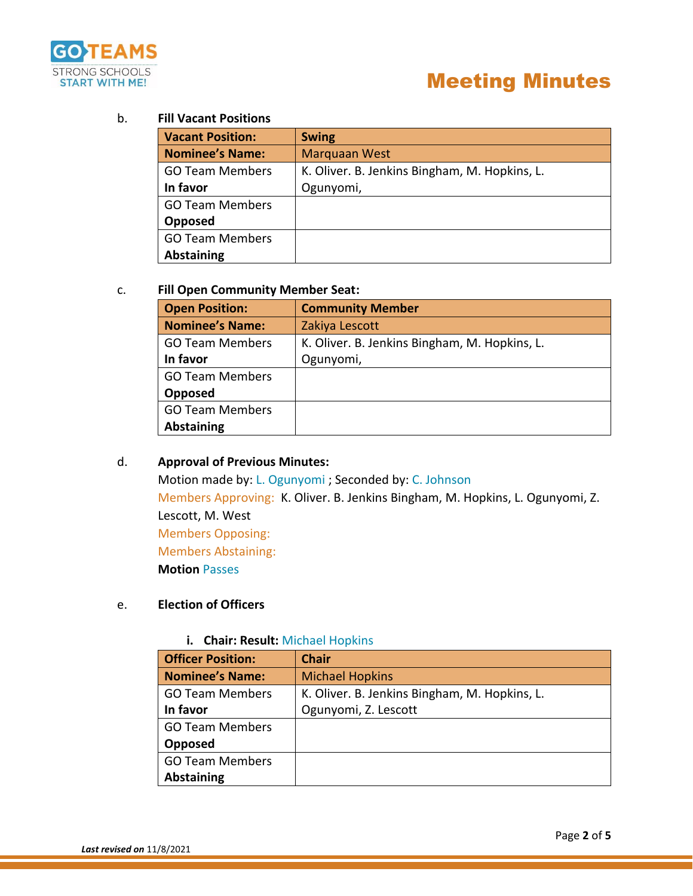b. **Fill Vacant Positions**

| **Vacant Position:** | **Swing** |
|---|---|
| **Nominee's Name:** | Marquaan West |
| GO Team Members **In favor** | K. Oliver. B. Jenkins Bingham, M. Hopkins, L. Ogunyomi, |
| GO Team Members **Opposed** | |
| GO Team Members **Abstaining** | |

c. **Fill Open Community Member Seat:**

| **Open Position:** | **Community Member** |
|---|---|
| **Nominee's Name:** | Zakiya Lescott |
| GO Team Members **In favor** | K. Oliver. B. Jenkins Bingham, M. Hopkins, L. Ogunyomi, |
| GO Team Members **Opposed** | |
| GO Team Members **Abstaining** | |

d. **Approval of Previous Minutes:**

Motion made by: L. Ogunyomi ; Seconded by: C. Johnson

Members Approving: K. Oliver. B. Jenkins Bingham, M. Hopkins, L. Ogunyomi, Z. Lescott, M. West

Members Opposing:

Members Abstaining:

**Motion** Passes

e. **Election of Officers**

i. **Chair: Result:** Michael Hopkins

| **Officer Position:** | **Chair** |
|---|---|
| **Nominee's Name:** | Michael Hopkins |
| GO Team Members **In favor** | K. Oliver. B. Jenkins Bingham, M. Hopkins, L. Ogunyomi, Z. Lescott |
| GO Team Members **Opposed** | |
| GO Team Members **Abstaining** | |

***Last revised on*** 11/8/2021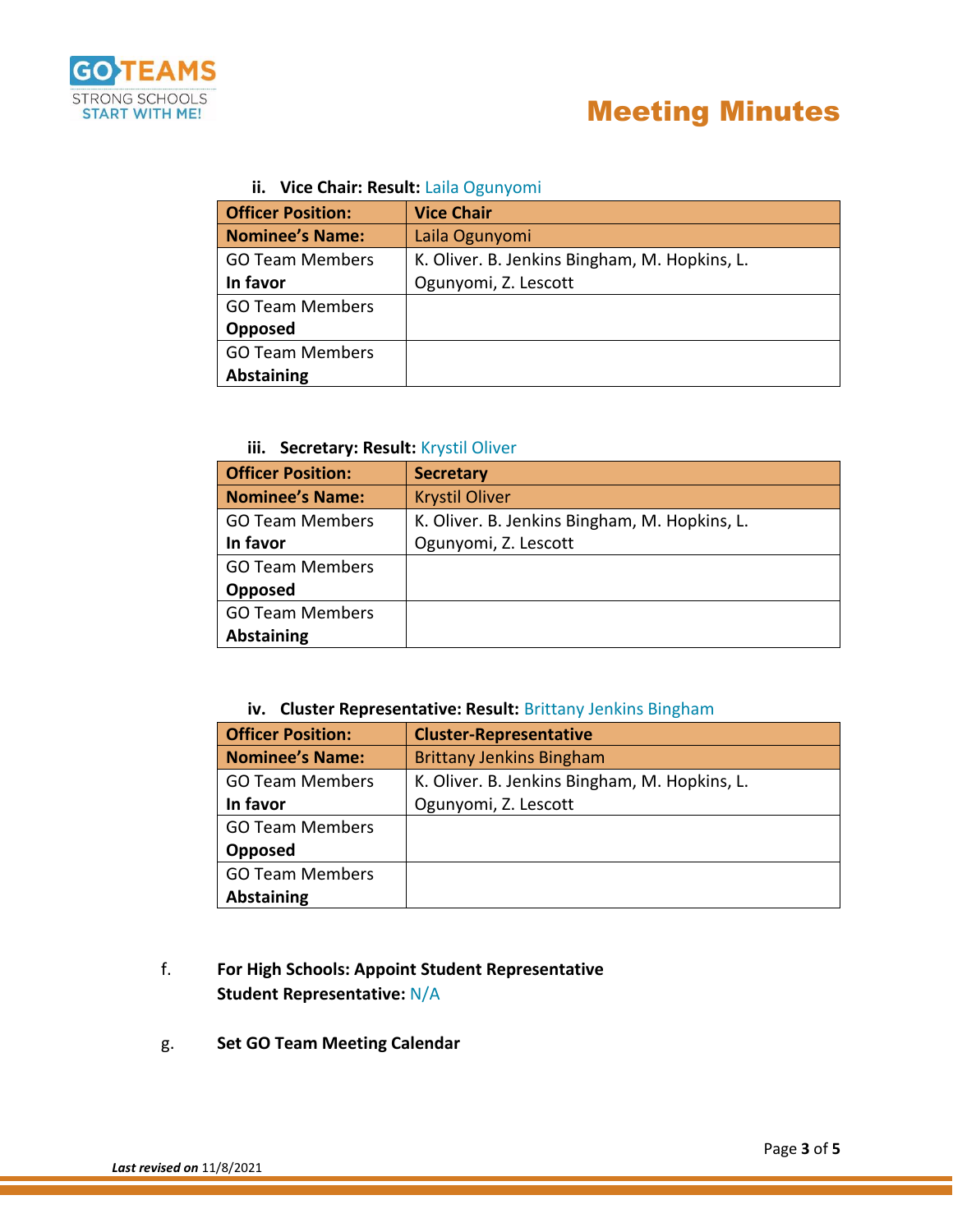ii. **Vice Chair: Result:** Laila Ogunyomi

| **Officer Position:** | **Vice Chair** |
|---|---|
| **Nominee's Name:** | Laila Ogunyomi |
| GO Team Members **In favor** | K. Oliver. B. Jenkins Bingham, M. Hopkins, L. Ogunyomi, Z. Lescott |
| GO Team Members **Opposed** | |
| GO Team Members **Abstaining** | |

iii. **Secretary: Result:** Krystil Oliver

| **Officer Position:** | **Secretary** |
|---|---|
| **Nominee's Name:** | Krystil Oliver |
| GO Team Members **In favor** | K. Oliver. B. Jenkins Bingham, M. Hopkins, L. Ogunyomi, Z. Lescott |
| GO Team Members **Opposed** | |
| GO Team Members **Abstaining** | |

iv. **Cluster Representative: Result:** Brittany Jenkins Bingham

| **Officer Position:** | **Cluster-Representative** |
|---|---|
| **Nominee's Name:** | Brittany Jenkins Bingham |
| GO Team Members **In favor** | K. Oliver. B. Jenkins Bingham, M. Hopkins, L. Ogunyomi, Z. Lescott |
| GO Team Members **Opposed** | |
| GO Team Members **Abstaining** | |

f. **For High Schools: Appoint Student Representative**
**Student Representative:** N/A

g. **Set GO Team Meeting Calendar**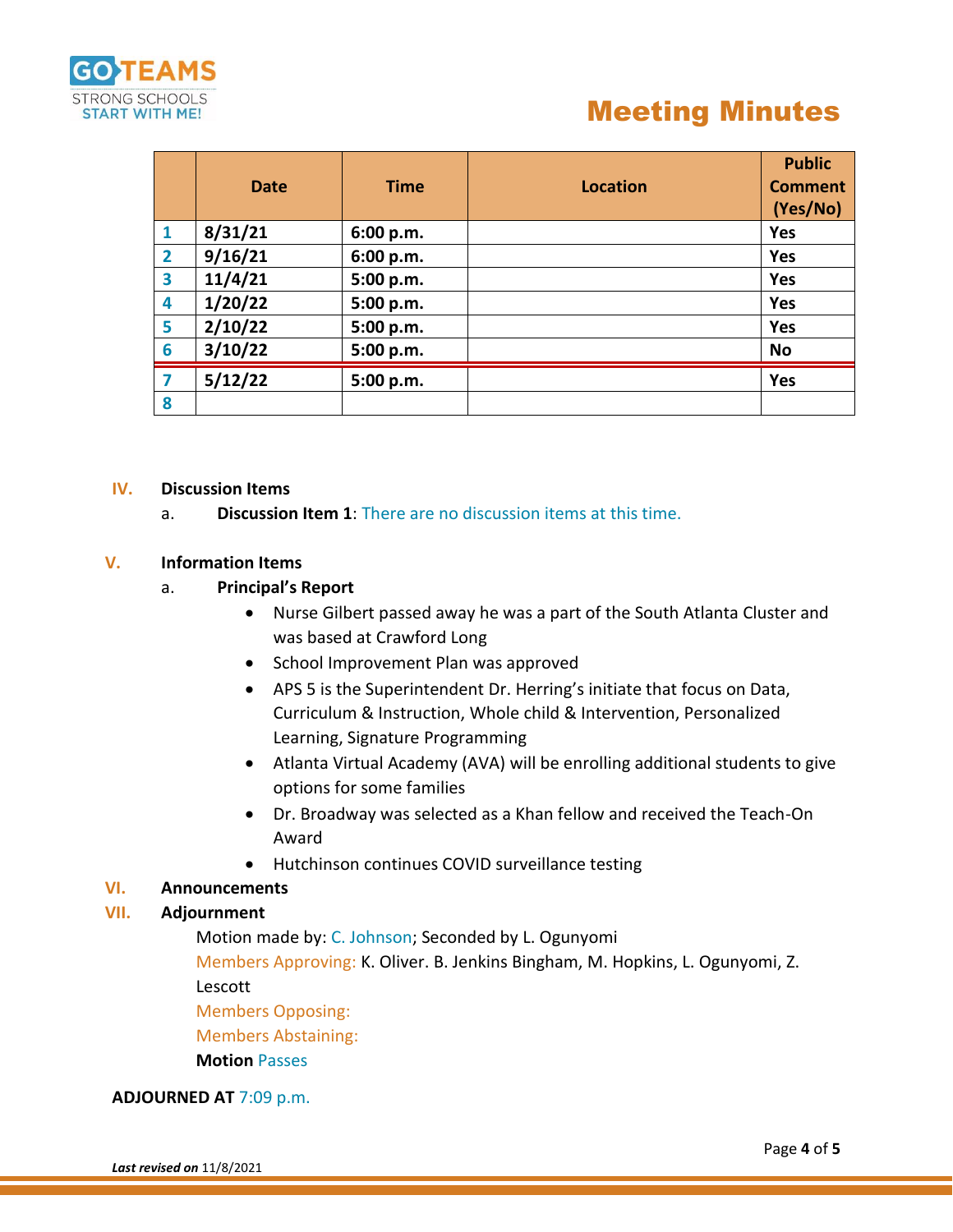# Meeting Minutes

| | Date | Time | Location | Public Comment (Yes/No) |
|---|---|---|---|---|
| 1 | 8/31/21 | 6:00 p.m. | | Yes |
| 2 | 9/16/21 | 6:00 p.m. | | Yes |
| 3 | 11/4/21 | 5:00 p.m. | | Yes |
| 4 | 1/20/22 | 5:00 p.m. | | Yes |
| 5 | 2/10/22 | 5:00 p.m. | | Yes |
| 6 | 3/10/22 | 5:00 p.m. | | No |
| 7 | 5/12/22 | 5:00 p.m. | | Yes |
| 8 | | | | |

## IV. Discussion Items

a. **Discussion Item 1**: There are no discussion items at this time.

## V. Information Items

a. **Principal's Report**

- Nurse Gilbert passed away he was a part of the South Atlanta Cluster and was based at Crawford Long
- School Improvement Plan was approved
- APS 5 is the Superintendent Dr. Herring's initiate that focus on Data, Curriculum & Instruction, Whole child & Intervention, Personalized Learning, Signature Programming
- Atlanta Virtual Academy (AVA) will be enrolling additional students to give options for some families
- Dr. Broadway was selected as a Khan fellow and received the Teach-On Award
- Hutchinson continues COVID surveillance testing

## VI. Announcements

## VII. Adjournment

Motion made by: C. Johnson; Seconded by L. Ogunyomi

Members Approving: K. Oliver. B. Jenkins Bingham, M. Hopkins, L. Ogunyomi, Z. Lescott

Members Opposing:

Members Abstaining:

**Motion** Passes

**ADJOURNED AT** 7:09 p.m.

***Last revised on*** 11/8/2021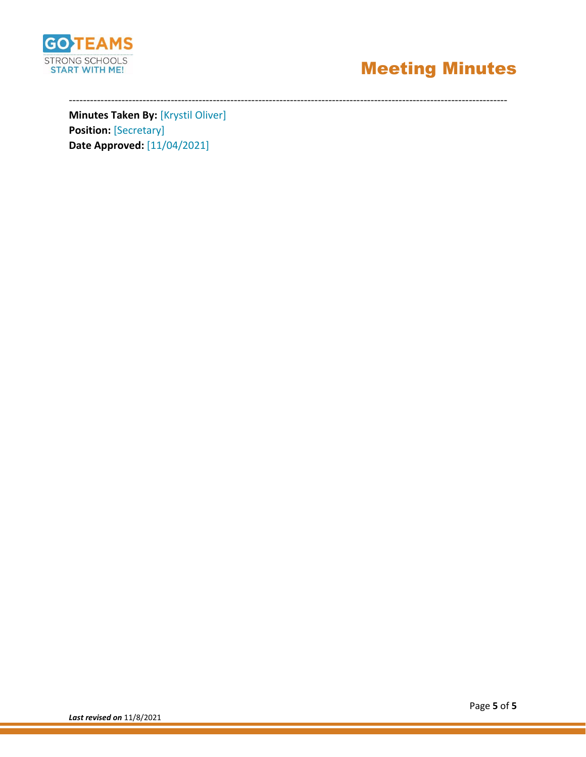---

**Minutes Taken By:** [Krystil Oliver]
**Position:** [Secretary]
**Date Approved:** [11/04/2021]